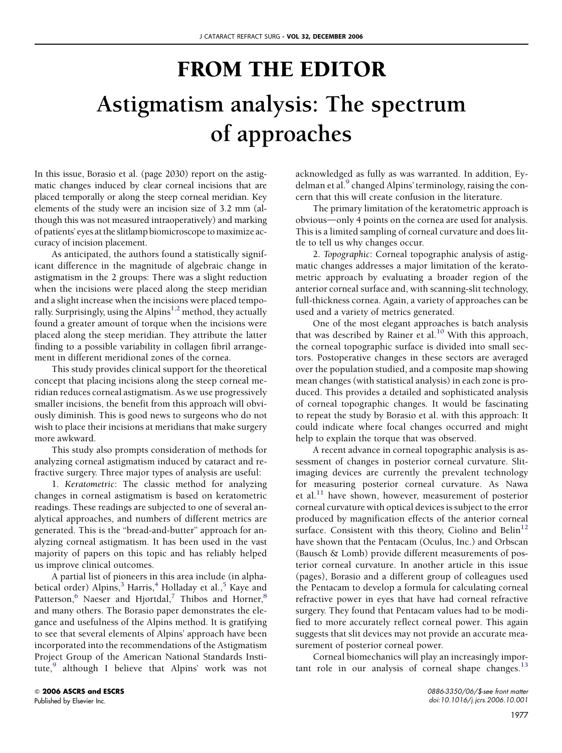# FROM THE EDITOR

# Astigmatism analysis: The spectrum of approaches

In this issue, Borasio et al. (page 2030) report on the astigmatic changes induced by clear corneal incisions that are placed temporally or along the steep corneal meridian. Key elements of the study were an incision size of 3.2 mm (although this was not measured intraoperatively) and marking of patients' eyes at the slitlamp biomicroscope to maximize accuracy of incision placement.

As anticipated, the authors found a statistically significant difference in the magnitude of algebraic change in astigmatism in the 2 groups: There was a slight reduction when the incisions were placed along the steep meridian and a slight increase when the incisions were placed temporally. Surprisingly, using the Alpins[1,2] method, they actually found a greater amount of torque when the incisions were placed along the steep meridian. They attribute the latter finding to a possible variability in collagen fibril arrangement in different meridional zones of the cornea.

This study provides clinical support for the theoretical concept that placing incisions along the steep corneal meridian reduces corneal astigmatism. As we use progressively smaller incisions, the benefit from this approach will obviously diminish. This is good news to surgeons who do not wish to place their incisions at meridians that make surgery more awkward.

This study also prompts consideration of methods for analyzing corneal astigmatism induced by cataract and refractive surgery. Three major types of analysis are useful:

1. *Keratometric*: The classic method for analyzing changes in corneal astigmatism is based on keratometric readings. These readings are subjected to one of several analytical approaches, and numbers of different metrics are generated. This is the "bread-and-butter" approach for analyzing corneal astigmatism. It has been used in the vast majority of papers on this topic and has reliably helped us improve clinical outcomes.

A partial list of pioneers in this area include (in alphabetical order) Alpins,[3] Harris,[4] Holladay et al.,[5] Kaye and Patterson,[6] Naeser and Hjortdal,[7] Thibos and Horner,[8] and many others. The Borasio paper demonstrates the elegance and usefulness of the Alpins method. It is gratifying to see that several elements of Alpins' approach have been incorporated into the recommendations of the Astigmatism Project Group of the American National Standards Institute,[9] although I believe that Alpins' work was not acknowledged as fully as was warranted. In addition, Eydelman et al.[9] changed Alpins' terminology, raising the concern that this will create confusion in the literature.

The primary limitation of the keratometric approach is obvious—only 4 points on the cornea are used for analysis. This is a limited sampling of corneal curvature and does little to tell us why changes occur.

2. *Topographic*: Corneal topographic analysis of astigmatic changes addresses a major limitation of the keratometric approach by evaluating a broader region of the anterior corneal surface and, with scanning-slit technology, full-thickness cornea. Again, a variety of approaches can be used and a variety of metrics generated.

One of the most elegant approaches is batch analysis that was described by Rainer et al.[10] With this approach, the corneal topographic surface is divided into small sectors. Postoperative changes in these sectors are averaged over the population studied, and a composite map showing mean changes (with statistical analysis) in each zone is produced. This provides a detailed and sophisticated analysis of corneal topographic changes. It would be fascinating to repeat the study by Borasio et al. with this approach: It could indicate where focal changes occurred and might help to explain the torque that was observed.

A recent advance in corneal topographic analysis is assessment of changes in posterior corneal curvature. Slit-imaging devices are currently the prevalent technology for measuring posterior corneal curvature. As Nawa et al.[11] have shown, however, measurement of posterior corneal curvature with optical devices is subject to the error produced by magnification effects of the anterior corneal surface. Consistent with this theory, Ciolino and Belin[12] have shown that the Pentacam (Oculus, Inc.) and Orbscan (Bausch & Lomb) provide different measurements of posterior corneal curvature. In another article in this issue (pages), Borasio and a different group of colleagues used the Pentacam to develop a formula for calculating corneal refractive power in eyes that have had corneal refractive surgery. They found that Pentacam values had to be modified to more accurately reflect corneal power. This again suggests that slit devices may not provide an accurate measurement of posterior corneal power.

Corneal biomechanics will play an increasingly important role in our analysis of corneal shape changes.[13]

© 2006 ASCRS and ESCRS
Published by Elsevier Inc.

0886-3350/06/$-see front matter
doi:10.1016/j.jcrs.2006.10.001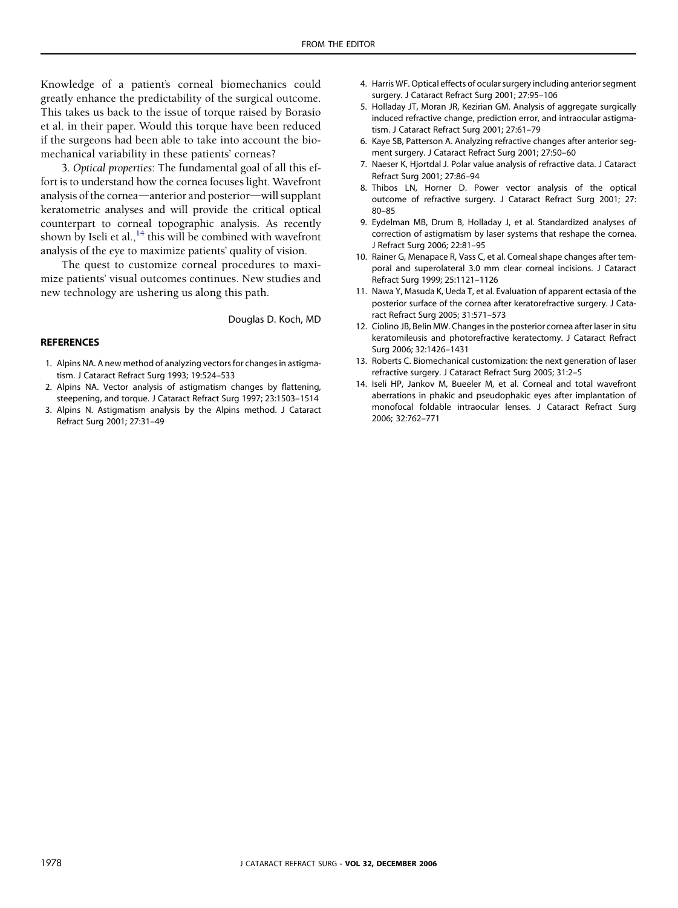Knowledge of a patient's corneal biomechanics could greatly enhance the predictability of the surgical outcome. This takes us back to the issue of torque raised by Borasio et al. in their paper. Would this torque have been reduced if the surgeons had been able to take into account the biomechanical variability in these patients' corneas?

3. *Optical properties*: The fundamental goal of all this effort is to understand how the cornea focuses light. Wavefront analysis of the cornea—anterior and posterior—will supplant keratometric analyses and will provide the critical optical counterpart to corneal topographic analysis. As recently shown by Iseli et al.,[14] this will be combined with wavefront analysis of the eye to maximize patients' quality of vision.

The quest to customize corneal procedures to maximize patients' visual outcomes continues. New studies and new technology are ushering us along this path.

Douglas D. Koch, MD

## REFERENCES

1. Alpins NA. A new method of analyzing vectors for changes in astigmatism. J Cataract Refract Surg 1993; 19:524–533
2. Alpins NA. Vector analysis of astigmatism changes by flattening, steepening, and torque. J Cataract Refract Surg 1997; 23:1503–1514
3. Alpins N. Astigmatism analysis by the Alpins method. J Cataract Refract Surg 2001; 27:31–49
4. Harris WF. Optical effects of ocular surgery including anterior segment surgery. J Cataract Refract Surg 2001; 27:95–106
5. Holladay JT, Moran JR, Kezirian GM. Analysis of aggregate surgically induced refractive change, prediction error, and intraocular astigmatism. J Cataract Refract Surg 2001; 27:61–79
6. Kaye SB, Patterson A. Analyzing refractive changes after anterior segment surgery. J Cataract Refract Surg 2001; 27:50–60
7. Naeser K, Hjortdal J. Polar value analysis of refractive data. J Cataract Refract Surg 2001; 27:86–94
8. Thibos LN, Horner D. Power vector analysis of the optical outcome of refractive surgery. J Cataract Refract Surg 2001; 27: 80–85
9. Eydelman MB, Drum B, Holladay J, et al. Standardized analyses of correction of astigmatism by laser systems that reshape the cornea. J Refract Surg 2006; 22:81–95
10. Rainer G, Menapace R, Vass C, et al. Corneal shape changes after temporal and superolateral 3.0 mm clear corneal incisions. J Cataract Refract Surg 1999; 25:1121–1126
11. Nawa Y, Masuda K, Ueda T, et al. Evaluation of apparent ectasia of the posterior surface of the cornea after keratorefractive surgery. J Cataract Refract Surg 2005; 31:571–573
12. Ciolino JB, Belin MW. Changes in the posterior cornea after laser in situ keratomileusis and photorefractive keratectomy. J Cataract Refract Surg 2006; 32:1426–1431
13. Roberts C. Biomechanical customization: the next generation of laser refractive surgery. J Cataract Refract Surg 2005; 31:2–5
14. Iseli HP, Jankov M, Bueeler M, et al. Corneal and total wavefront aberrations in phakic and pseudophakic eyes after implantation of monofocal foldable intraocular lenses. J Cataract Refract Surg 2006; 32:762–771